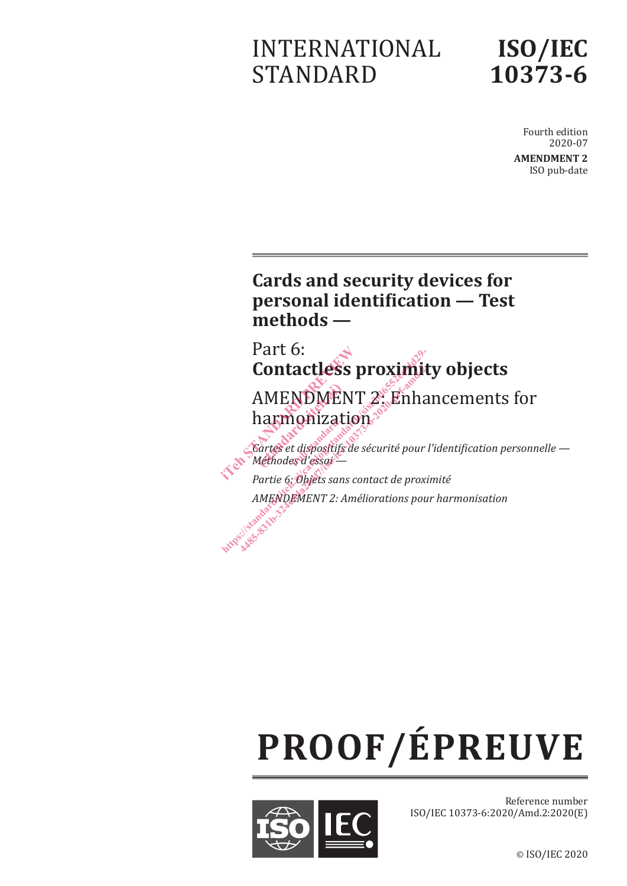INTERNATIONAL STANDARD

**ISO/IEC 10373-6**

Fourth edition
2020-07

**AMENDMENT 2**
ISO pub-date

# Cards and security devices for personal identification — Test methods —

## Part 6: **Contactless proximity objects**

## AMENDMENT 2: Enhancements for harmonization

*Cartes et dispositifs de sécurité pour l'identification personnelle — Méthodes d'essai —*

*Partie 6: Objets sans contact de proximité*

*AMENDEMENT 2: Améliorations pour harmonisation*

# PROOF/ÉPREUVE

Reference number
ISO/IEC 10373-6:2020/Amd.2:2020(E)

© ISO/IEC 2020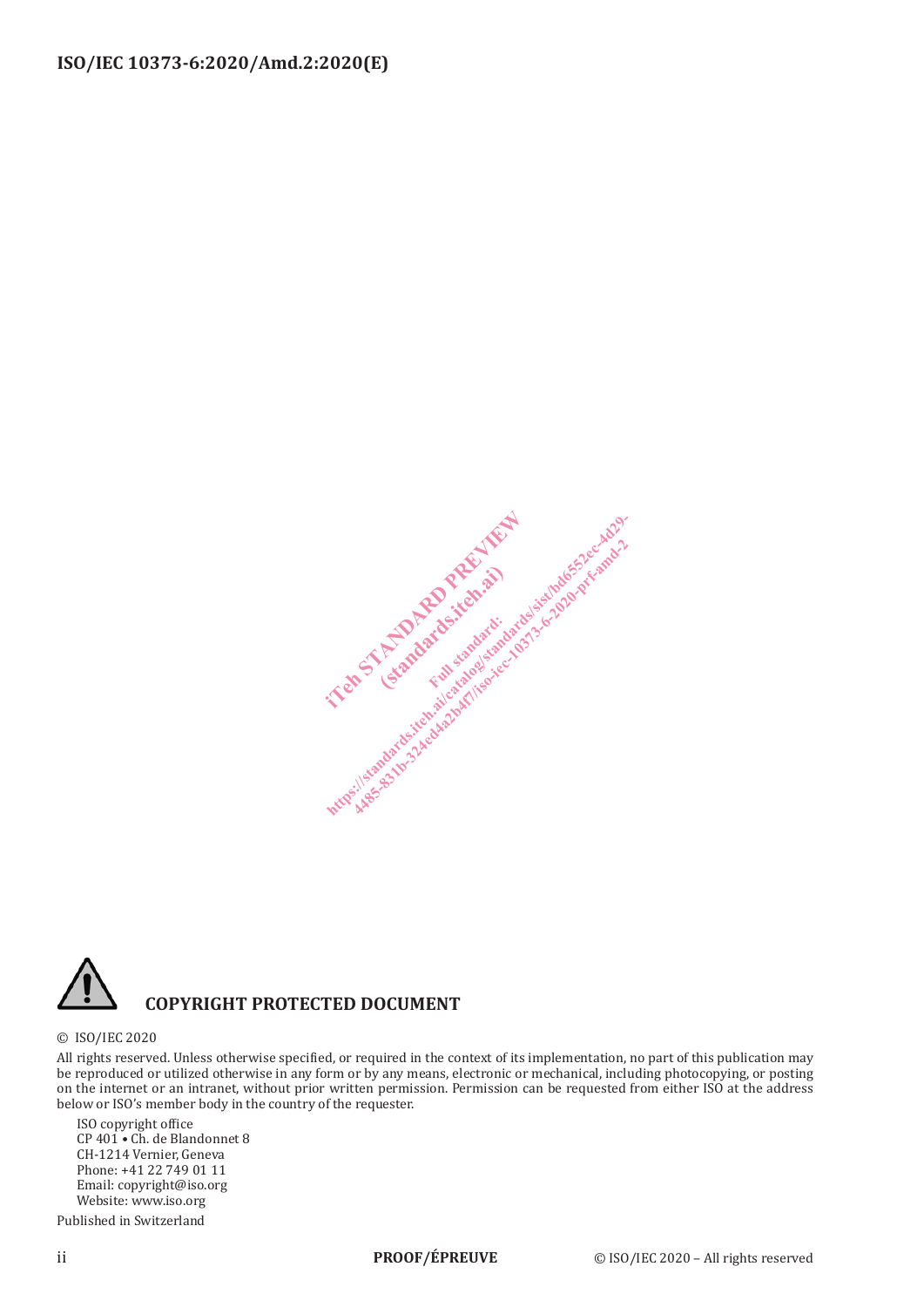**COPYRIGHT PROTECTED DOCUMENT**

© ISO/IEC 2020

All rights reserved. Unless otherwise specified, or required in the context of its implementation, no part of this publication may be reproduced or utilized otherwise in any form or by any means, electronic or mechanical, including photocopying, or posting on the internet or an intranet, without prior written permission. Permission can be requested from either ISO at the address below or ISO's member body in the country of the requester.

ISO copyright office
CP 401 • Ch. de Blandonnet 8
CH-1214 Vernier, Geneva
Phone: +41 22 749 01 11
Email: copyright@iso.org
Website: www.iso.org

Published in Switzerland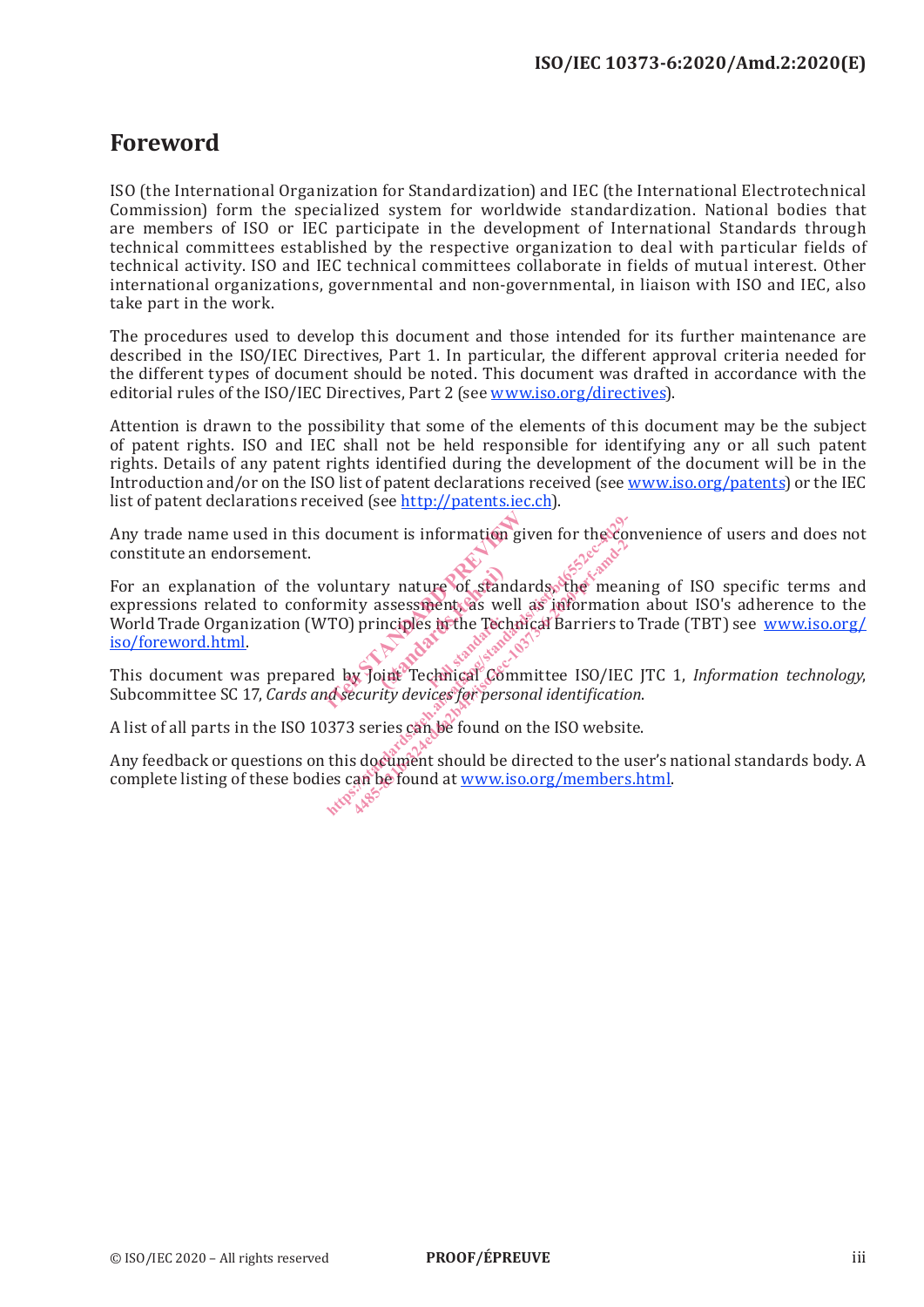# Foreword

ISO (the International Organization for Standardization) and IEC (the International Electrotechnical Commission) form the specialized system for worldwide standardization. National bodies that are members of ISO or IEC participate in the development of International Standards through technical committees established by the respective organization to deal with particular fields of technical activity. ISO and IEC technical committees collaborate in fields of mutual interest. Other international organizations, governmental and non-governmental, in liaison with ISO and IEC, also take part in the work.

The procedures used to develop this document and those intended for its further maintenance are described in the ISO/IEC Directives, Part 1. In particular, the different approval criteria needed for the different types of document should be noted. This document was drafted in accordance with the editorial rules of the ISO/IEC Directives, Part 2 (see www.iso.org/directives).

Attention is drawn to the possibility that some of the elements of this document may be the subject of patent rights. ISO and IEC shall not be held responsible for identifying any or all such patent rights. Details of any patent rights identified during the development of the document will be in the Introduction and/or on the ISO list of patent declarations received (see www.iso.org/patents) or the IEC list of patent declarations received (see http://patents.iec.ch).

Any trade name used in this document is information given for the convenience of users and does not constitute an endorsement.

For an explanation of the voluntary nature of standards, the meaning of ISO specific terms and expressions related to conformity assessment, as well as information about ISO's adherence to the World Trade Organization (WTO) principles in the Technical Barriers to Trade (TBT) see www.iso.org/iso/foreword.html.

This document was prepared by Joint Technical Committee ISO/IEC JTC 1, *Information technology*, Subcommittee SC 17, *Cards and security devices for personal identification*.

A list of all parts in the ISO 10373 series can be found on the ISO website.

Any feedback or questions on this document should be directed to the user's national standards body. A complete listing of these bodies can be found at www.iso.org/members.html.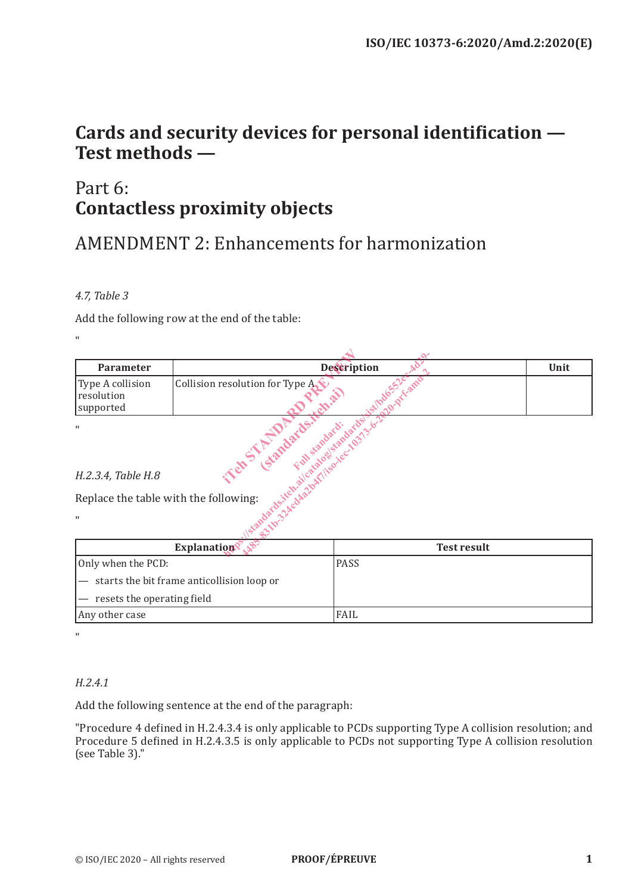# Cards and security devices for personal identification — Test methods —

## Part 6: Contactless proximity objects

## AMENDMENT 2: Enhancements for harmonization

*4.7, Table 3*

Add the following row at the end of the table:

"

| Parameter | Description | Unit |
|---|---|---|
| Type A collision resolution supported | Collision resolution for Type A | |

"

*H.2.3.4, Table H.8*

Replace the table with the following:

"

| Explanation | Test result |
|---|---|
| Only when the PCD:<br>— starts the bit frame anticollision loop or<br>— resets the operating field | PASS |
| Any other case | FAIL |

"

*H.2.4.1*

Add the following sentence at the end of the paragraph:

"Procedure 4 defined in H.2.4.3.4 is only applicable to PCDs supporting Type A collision resolution; and Procedure 5 defined in H.2.4.3.5 is only applicable to PCDs not supporting Type A collision resolution (see Table 3)."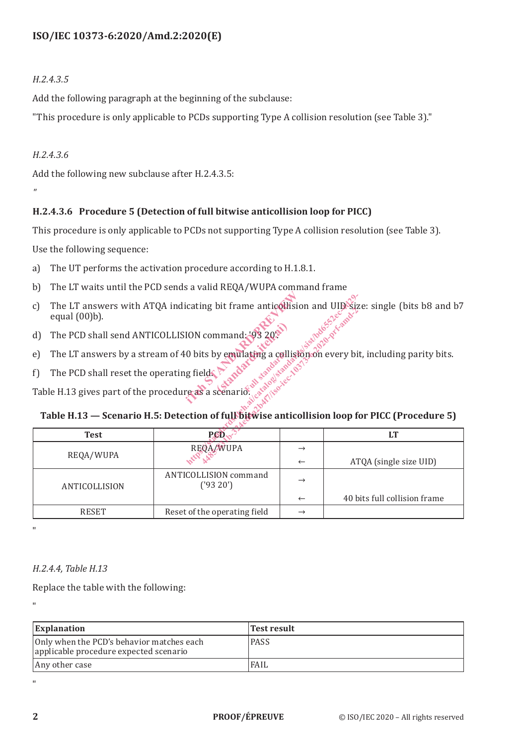*H.2.4.3.5*

Add the following paragraph at the beginning of the subclause:

"This procedure is only applicable to PCDs supporting Type A collision resolution (see Table 3)."

*H.2.4.3.6*

Add the following new subclause after H.2.4.3.5:

"

### H.2.4.3.6 Procedure 5 (Detection of full bitwise anticollision loop for PICC)

This procedure is only applicable to PCDs not supporting Type A collision resolution (see Table 3).

Use the following sequence:

a) The UT performs the activation procedure according to H.1.8.1.

b) The LT waits until the PCD sends a valid REQA/WUPA command frame

c) The LT answers with ATQA indicating bit frame anticollision and UID size: single (bits b8 and b7 equal (00)b).

d) The PCD shall send ANTICOLLISION command: '93 20'.

e) The LT answers by a stream of 40 bits by emulating a collision on every bit, including parity bits.

f) The PCD shall reset the operating field.

Table H.13 gives part of the procedure as a scenario.

**Table H.13 — Scenario H.5: Detection of full bitwise anticollision loop for PICC (Procedure 5)**

| Test | PCD | | LT |
|---|---|---|---|
| REQA/WUPA | REQA/WUPA | → | |
| | | ← | ATQA (single size UID) |
| ANTICOLLISION | ANTICOLLISION command ('93 20') | → | |
| | | ← | 40 bits full collision frame |
| RESET | Reset of the operating field | → | |

"

*H.2.4.4, Table H.13*

Replace the table with the following:

"

| Explanation | Test result |
|---|---|
| Only when the PCD's behavior matches each applicable procedure expected scenario | PASS |
| Any other case | FAIL |

"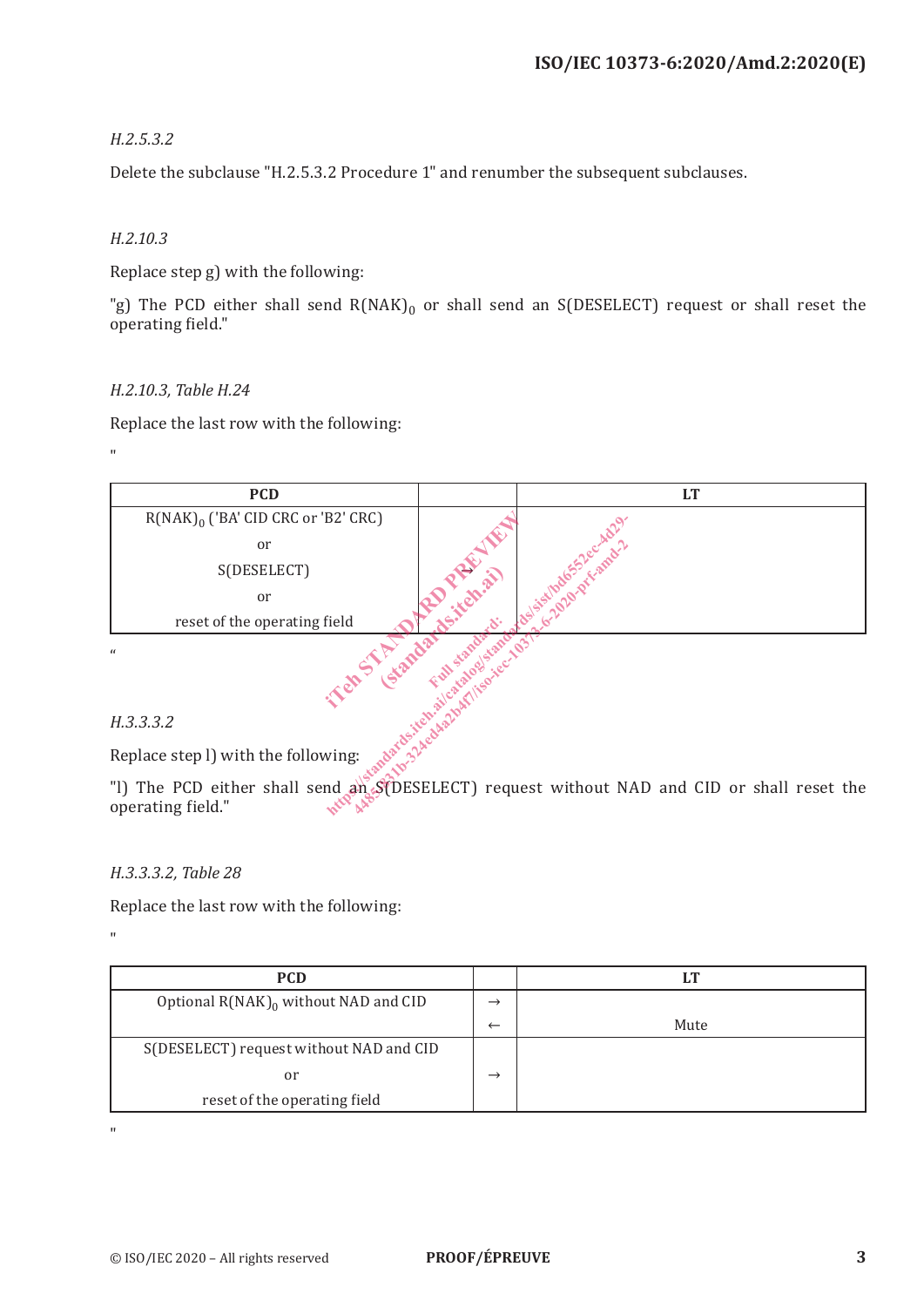*H.2.5.3.2*

Delete the subclause "H.2.5.3.2 Procedure 1" and renumber the subsequent subclauses.

*H.2.10.3*

Replace step g) with the following:

"g) The PCD either shall send $R(NAK)_0$ or shall send an S(DESELECT) request or shall reset the operating field."

*H.2.10.3, Table H.24*

Replace the last row with the following:

"

| PCD | | LT |
|---|---|---|
| $R(NAK)_0$ ('BA' CID CRC or 'B2' CRC)<br>or<br>S(DESELECT)<br>or<br>reset of the operating field | → | |

"

*H.3.3.3.2*

Replace step l) with the following:

"l) The PCD either shall send an S(DESELECT) request without NAD and CID or shall reset the operating field."

*H.3.3.3.2, Table 28*

Replace the last row with the following:

"

| PCD | | LT |
|---|---|---|
| Optional $R(NAK)_0$ without NAD and CID | → | |
| | ← | Mute |
| S(DESELECT) request without NAD and CID<br>or<br>reset of the operating field | → | |

"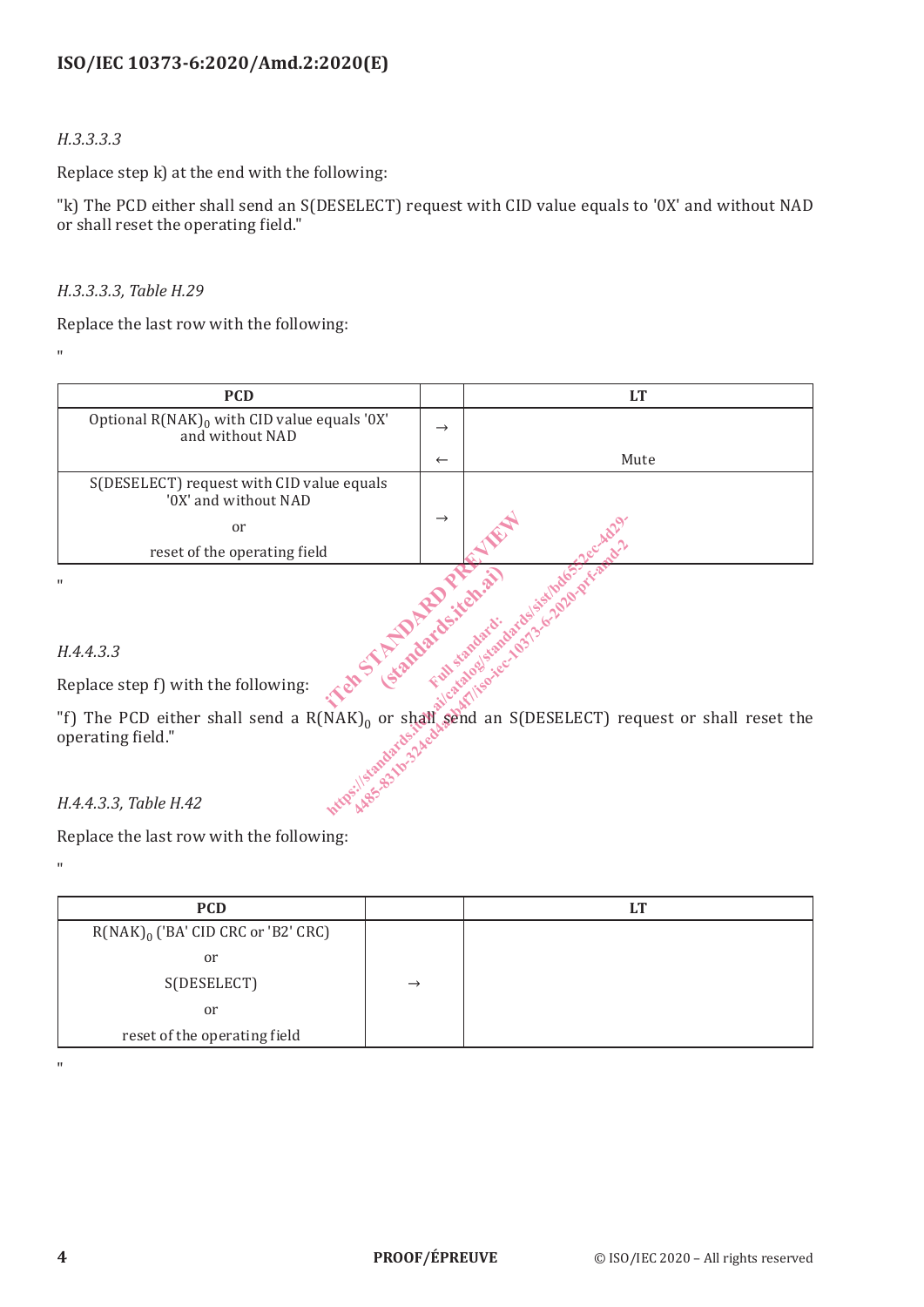*H.3.3.3.3*

Replace step k) at the end with the following:

"k) The PCD either shall send an S(DESELECT) request with CID value equals to '0X' and without NAD or shall reset the operating field."

*H.3.3.3.3, Table H.29*

Replace the last row with the following:

"

| PCD | | LT |
|---|---|---|
| Optional R(NAK)$_0$ with CID value equals '0X' and without NAD | → | |
| | ← | Mute |
| S(DESELECT) request with CID value equals '0X' and without NAD<br>or<br>reset of the operating field | → | |

"

*H.4.4.3.3*

Replace step f) with the following:

"f) The PCD either shall send a R(NAK)$_0$ or shall send an S(DESELECT) request or shall reset the operating field."

*H.4.4.3.3, Table H.42*

Replace the last row with the following:

"

| PCD | | LT |
|---|---|---|
| R(NAK)$_0$ ('BA' CID CRC or 'B2' CRC)<br>or<br>S(DESELECT)<br>or<br>reset of the operating field | → | |

"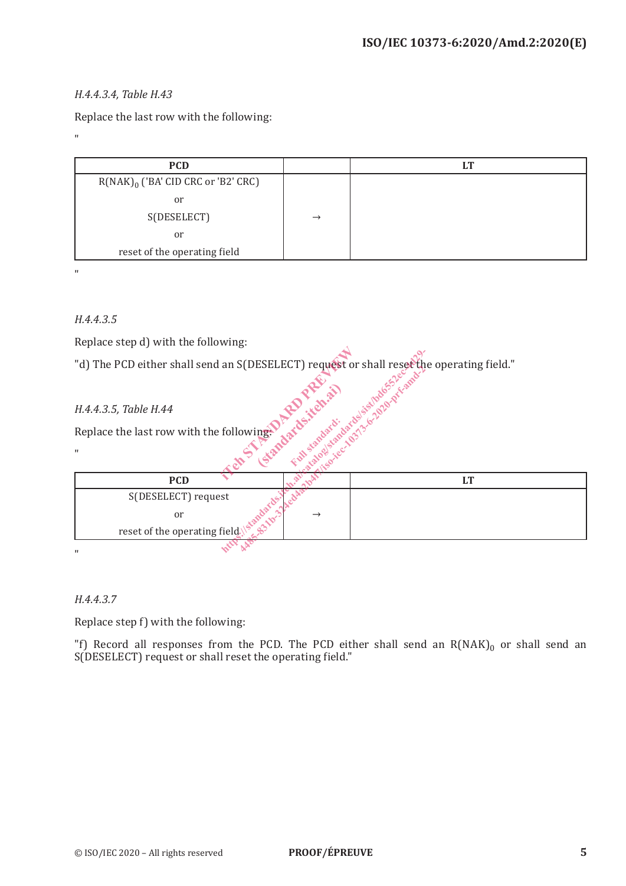*H.4.4.3.4, Table H.43*

Replace the last row with the following:

"

| PCD | | LT |
|---|---|---|
| $R(NAK)_0$ ('BA' CID CRC or 'B2' CRC)<br>or<br>S(DESELECT)<br>or<br>reset of the operating field | → | |

"

*H.4.4.3.5*

Replace step d) with the following:

"d) The PCD either shall send an S(DESELECT) request or shall reset the operating field."

*H.4.4.3.5, Table H.44*

Replace the last row with the following:

"

| PCD | | LT |
|---|---|---|
| S(DESELECT) request<br>or<br>reset of the operating field | → | |

"

*H.4.4.3.7*

Replace step f) with the following:

"f) Record all responses from the PCD. The PCD either shall send an $R(NAK)_0$ or shall send an S(DESELECT) request or shall reset the operating field."